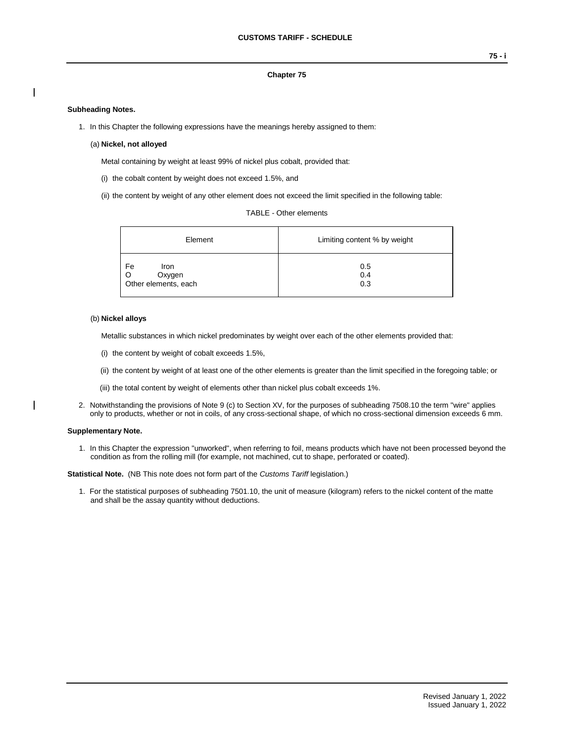# Chapter 75

**Subheading Notes.**

1. In this Chapter the following expressions have the meanings hereby assigned to them:

   (a) **Nickel, not alloyed**

   Metal containing by weight at least 99% of nickel plus cobalt, provided that:

   (i) the cobalt content by weight does not exceed 1.5%, and

   (ii) the content by weight of any other element does not exceed the limit specified in the following table:

   TABLE - Other elements

   | Element | Limiting content % by weight |
   |---|---|
   | Fe Iron | 0.5 |
   | O Oxygen | 0.4 |
   | Other elements, each | 0.3 |

   (b) **Nickel alloys**

   Metallic substances in which nickel predominates by weight over each of the other elements provided that:

   (i) the content by weight of cobalt exceeds 1.5%,

   (ii) the content by weight of at least one of the other elements is greater than the limit specified in the foregoing table; or

   (iii) the total content by weight of elements other than nickel plus cobalt exceeds 1%.

2. Notwithstanding the provisions of Note 9 (c) to Section XV, for the purposes of subheading 7508.10 the term "wire" applies only to products, whether or not in coils, of any cross-sectional shape, of which no cross-sectional dimension exceeds 6 mm.

**Supplementary Note.**

1. In this Chapter the expression "unworked", when referring to foil, means products which have not been processed beyond the condition as from the rolling mill (for example, not machined, cut to shape, perforated or coated).

**Statistical Note.** (NB This note does not form part of the *Customs Tariff* legislation.)

1. For the statistical purposes of subheading 7501.10, the unit of measure (kilogram) refers to the nickel content of the matte and shall be the assay quantity without deductions.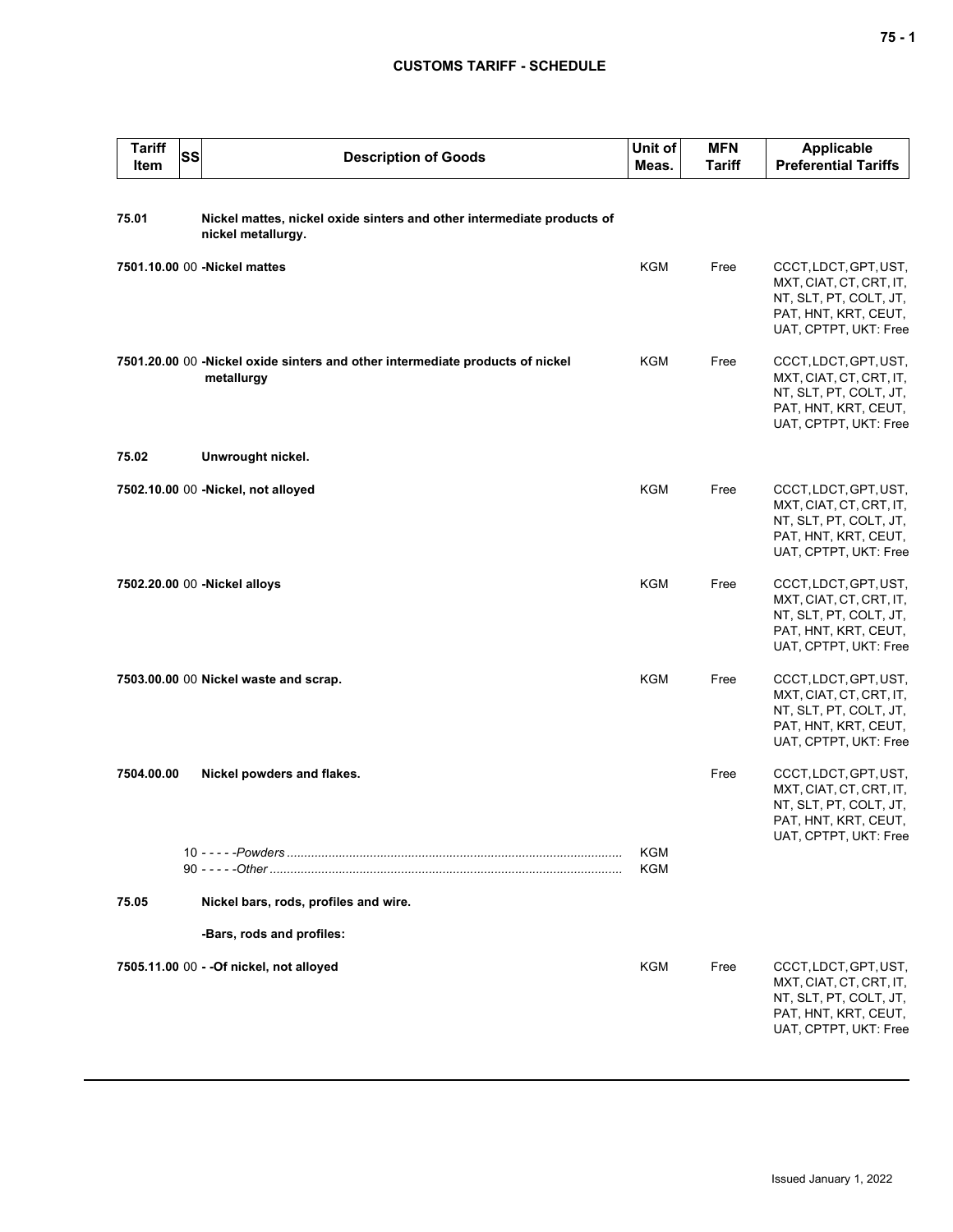## CUSTOMS TARIFF - SCHEDULE

| Tariff Item | SS | Description of Goods | Unit of Meas. | MFN Tariff | Applicable Preferential Tariffs |
|---|---|---|---|---|---|
| 75.01 | | **Nickel mattes, nickel oxide sinters and other intermediate products of nickel metallurgy.** | | | |
| 7501.10.00 | 00 | **-Nickel mattes** | KGM | Free | CCCT, LDCT, GPT, UST, MXT, CIAT, CT, CRT, IT, NT, SLT, PT, COLT, JT, PAT, HNT, KRT, CEUT, UAT, CPTPT, UKT: Free |
| 7501.20.00 | 00 | **-Nickel oxide sinters and other intermediate products of nickel metallurgy** | KGM | Free | CCCT, LDCT, GPT, UST, MXT, CIAT, CT, CRT, IT, NT, SLT, PT, COLT, JT, PAT, HNT, KRT, CEUT, UAT, CPTPT, UKT: Free |
| 75.02 | | **Unwrought nickel.** | | | |
| 7502.10.00 | 00 | **-Nickel, not alloyed** | KGM | Free | CCCT, LDCT, GPT, UST, MXT, CIAT, CT, CRT, IT, NT, SLT, PT, COLT, JT, PAT, HNT, KRT, CEUT, UAT, CPTPT, UKT: Free |
| 7502.20.00 | 00 | **-Nickel alloys** | KGM | Free | CCCT, LDCT, GPT, UST, MXT, CIAT, CT, CRT, IT, NT, SLT, PT, COLT, JT, PAT, HNT, KRT, CEUT, UAT, CPTPT, UKT: Free |
| 7503.00.00 | 00 | **Nickel waste and scrap.** | KGM | Free | CCCT, LDCT, GPT, UST, MXT, CIAT, CT, CRT, IT, NT, SLT, PT, COLT, JT, PAT, HNT, KRT, CEUT, UAT, CPTPT, UKT: Free |
| 7504.00.00 | | **Nickel powders and flakes.** | | Free | CCCT, LDCT, GPT, UST, MXT, CIAT, CT, CRT, IT, NT, SLT, PT, COLT, JT, PAT, HNT, KRT, CEUT, UAT, CPTPT, UKT: Free |
| | 10 | - - - - -*Powders* | KGM | | |
| | 90 | - - - - -*Other* | KGM | | |
| 75.05 | | **Nickel bars, rods, profiles and wire.** | | | |
| | | **-Bars, rods and profiles:** | | | |
| 7505.11.00 | 00 | **- -Of nickel, not alloyed** | KGM | Free | CCCT, LDCT, GPT, UST, MXT, CIAT, CT, CRT, IT, NT, SLT, PT, COLT, JT, PAT, HNT, KRT, CEUT, UAT, CPTPT, UKT: Free |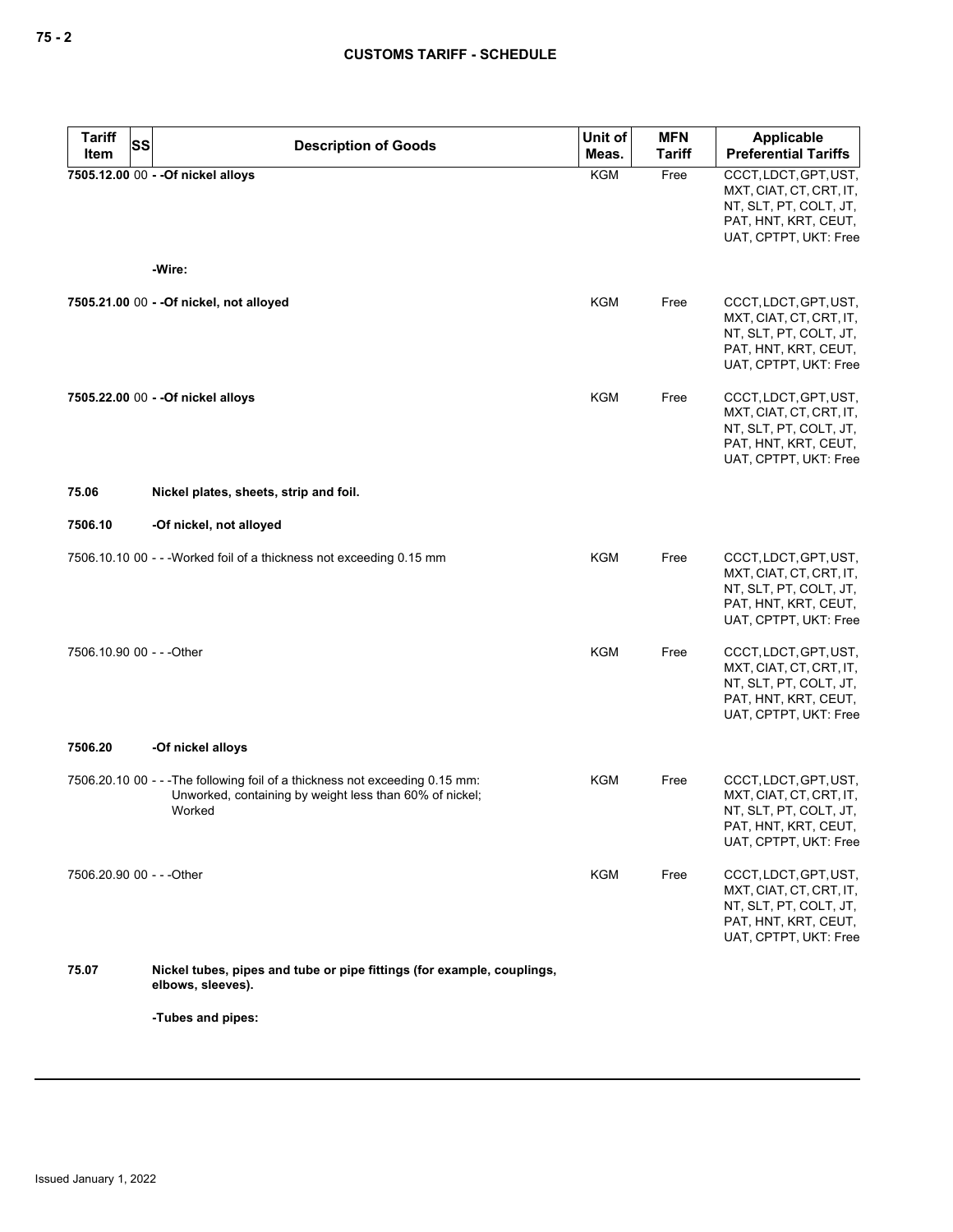| Tariff Item | SS | Description of Goods | Unit of Meas. | MFN Tariff | Applicable Preferential Tariffs |
|---|---|---|---|---|---|
| **7505.12.00** | 00 | **- -Of nickel alloys** | KGM | Free | CCCT, LDCT, GPT, UST, MXT, CIAT, CT, CRT, IT, NT, SLT, PT, COLT, JT, PAT, HNT, KRT, CEUT, UAT, CPTPT, UKT: Free |
| | | **-Wire:** | | | |
| **7505.21.00** | 00 | **- -Of nickel, not alloyed** | KGM | Free | CCCT, LDCT, GPT, UST, MXT, CIAT, CT, CRT, IT, NT, SLT, PT, COLT, JT, PAT, HNT, KRT, CEUT, UAT, CPTPT, UKT: Free |
| **7505.22.00** | 00 | **- -Of nickel alloys** | KGM | Free | CCCT, LDCT, GPT, UST, MXT, CIAT, CT, CRT, IT, NT, SLT, PT, COLT, JT, PAT, HNT, KRT, CEUT, UAT, CPTPT, UKT: Free |
| **75.06** | | **Nickel plates, sheets, strip and foil.** | | | |
| **7506.10** | | **-Of nickel, not alloyed** | | | |
| 7506.10.10 | 00 | - - -Worked foil of a thickness not exceeding 0.15 mm | KGM | Free | CCCT, LDCT, GPT, UST, MXT, CIAT, CT, CRT, IT, NT, SLT, PT, COLT, JT, PAT, HNT, KRT, CEUT, UAT, CPTPT, UKT: Free |
| 7506.10.90 | 00 | - - -Other | KGM | Free | CCCT, LDCT, GPT, UST, MXT, CIAT, CT, CRT, IT, NT, SLT, PT, COLT, JT, PAT, HNT, KRT, CEUT, UAT, CPTPT, UKT: Free |
| **7506.20** | | **-Of nickel alloys** | | | |
| 7506.20.10 | 00 | - - -The following foil of a thickness not exceeding 0.15 mm: Unworked, containing by weight less than 60% of nickel; Worked | KGM | Free | CCCT, LDCT, GPT, UST, MXT, CIAT, CT, CRT, IT, NT, SLT, PT, COLT, JT, PAT, HNT, KRT, CEUT, UAT, CPTPT, UKT: Free |
| 7506.20.90 | 00 | - - -Other | KGM | Free | CCCT, LDCT, GPT, UST, MXT, CIAT, CT, CRT, IT, NT, SLT, PT, COLT, JT, PAT, HNT, KRT, CEUT, UAT, CPTPT, UKT: Free |
| **75.07** | | **Nickel tubes, pipes and tube or pipe fittings (for example, couplings, elbows, sleeves).** | | | |
| | | **-Tubes and pipes:** | | | |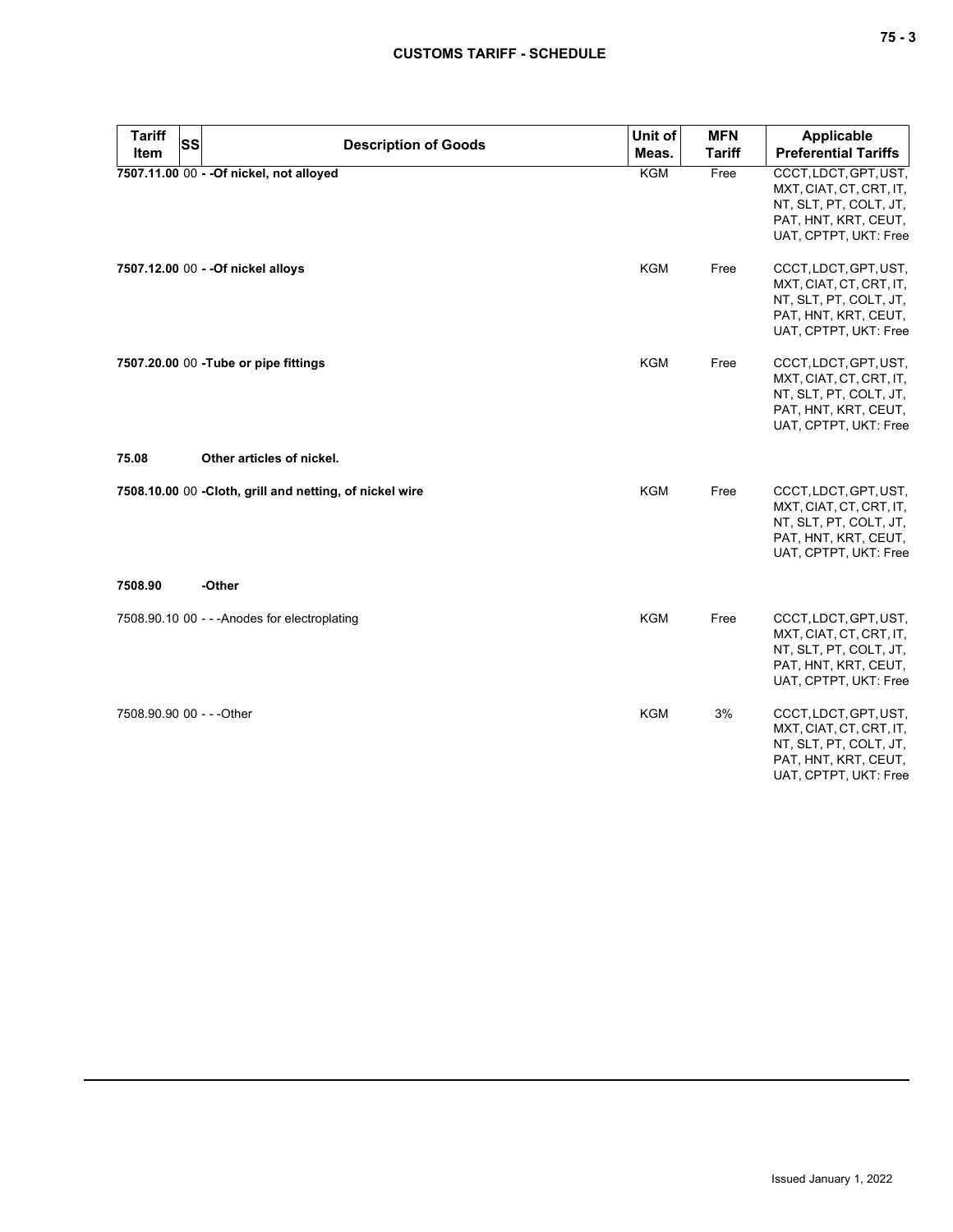| Tariff Item | SS | Description of Goods | Unit of Meas. | MFN Tariff | Applicable Preferential Tariffs |
|---|---|---|---|---|---|
| **7507.11.00** | 00 | **- -Of nickel, not alloyed** | KGM | Free | CCCT, LDCT, GPT, UST, MXT, CIAT, CT, CRT, IT, NT, SLT, PT, COLT, JT, PAT, HNT, KRT, CEUT, UAT, CPTPT, UKT: Free |
| **7507.12.00** | 00 | **- -Of nickel alloys** | KGM | Free | CCCT, LDCT, GPT, UST, MXT, CIAT, CT, CRT, IT, NT, SLT, PT, COLT, JT, PAT, HNT, KRT, CEUT, UAT, CPTPT, UKT: Free |
| **7507.20.00** | 00 | **-Tube or pipe fittings** | KGM | Free | CCCT, LDCT, GPT, UST, MXT, CIAT, CT, CRT, IT, NT, SLT, PT, COLT, JT, PAT, HNT, KRT, CEUT, UAT, CPTPT, UKT: Free |
| **75.08** | | **Other articles of nickel.** | | | |
| **7508.10.00** | 00 | **-Cloth, grill and netting, of nickel wire** | KGM | Free | CCCT, LDCT, GPT, UST, MXT, CIAT, CT, CRT, IT, NT, SLT, PT, COLT, JT, PAT, HNT, KRT, CEUT, UAT, CPTPT, UKT: Free |
| **7508.90** | | **-Other** | | | |
| 7508.90.10 | 00 | - - -Anodes for electroplating | KGM | Free | CCCT, LDCT, GPT, UST, MXT, CIAT, CT, CRT, IT, NT, SLT, PT, COLT, JT, PAT, HNT, KRT, CEUT, UAT, CPTPT, UKT: Free |
| 7508.90.90 | 00 | - - -Other | KGM | 3% | CCCT, LDCT, GPT, UST, MXT, CIAT, CT, CRT, IT, NT, SLT, PT, COLT, JT, PAT, HNT, KRT, CEUT, UAT, CPTPT, UKT: Free |

Issued January 1, 2022